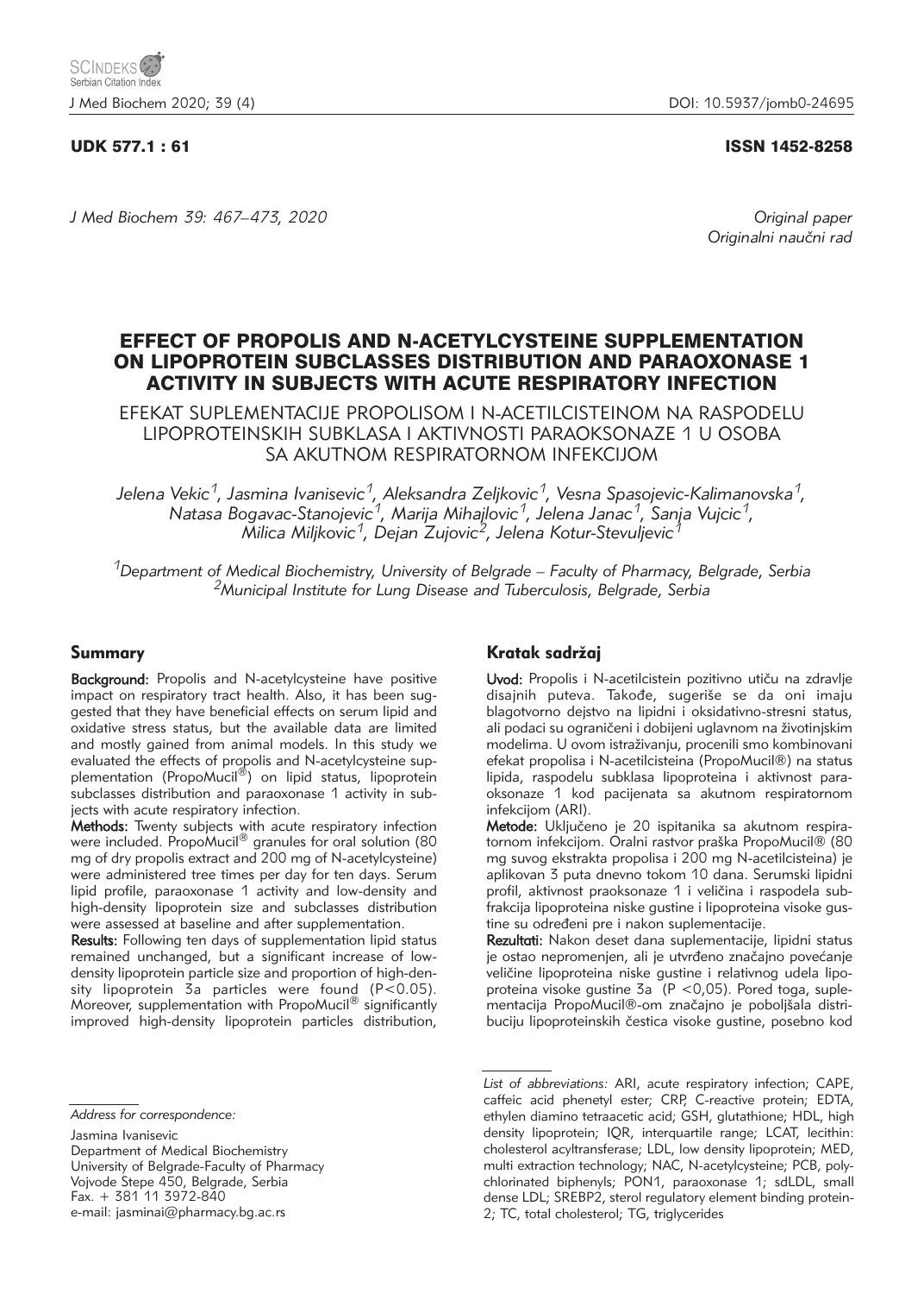UDK 577.1 : 61

ISSN 1452-8258

*J Med Biochem 39: 467–473, 2020*

*Original paper*
*Originalni naučni rad*

# EFFECT OF PROPOLIS AND N-ACETYLCYSTEINE SUPPLEMENTATION ON LIPOPROTEIN SUBCLASSES DISTRIBUTION AND PARAOXONASE 1 ACTIVITY IN SUBJECTS WITH ACUTE RESPIRATORY INFECTION

EFEKAT SUPLEMENTACIJE PROPOLISOM I N-ACETILCISTEINOM NA RASPODELU LIPOPROTEINSKIH SUBKLASA I AKTIVNOSTI PARAOKSONAZE 1 U OSOBA SA AKUTNOM RESPIRATORNOM INFEKCIJOM

*Jelena Vekic[1], Jasmina Ivanisevic[1], Aleksandra Zeljkovic[1], Vesna Spasojevic-Kalimanovska[1], Natasa Bogavac-Stanojevic[1], Marija Mihajlovic[1], Jelena Janac[1], Sanja Vujcic[1], Milica Miljkovic[1], Dejan Zujovic[2], Jelena Kotur-Stevuljevic[1]*

[1]Department of Medical Biochemistry, University of Belgrade – Faculty of Pharmacy, Belgrade, Serbia
[2]Municipal Institute for Lung Disease and Tuberculosis, Belgrade, Serbia

## Summary

**Background:** Propolis and N-acetylcysteine have positive impact on respiratory tract health. Also, it has been suggested that they have beneficial effects on serum lipid and oxidative stress status, but the available data are limited and mostly gained from animal models. In this study we evaluated the effects of propolis and N-acetylcysteine supplementation (PropoMucil®) on lipid status, lipoprotein subclasses distribution and paraoxonase 1 activity in subjects with acute respiratory infection.

**Methods:** Twenty subjects with acute respiratory infection were included. PropoMucil® granules for oral solution (80 mg of dry propolis extract and 200 mg of N-acetylcysteine) were administered tree times per day for ten days. Serum lipid profile, paraoxonase 1 activity and low-density and high-density lipoprotein size and subclasses distribution were assessed at baseline and after supplementation.

**Results:** Following ten days of supplementation lipid status remained unchanged, but a significant increase of low-density lipoprotein particle size and proportion of high-density lipoprotein 3a particles were found ($P<0.05$). Moreover, supplementation with PropoMucil® significantly improved high-density lipoprotein particles distribution,

## Kratak sadržaj

**Uvod:** Propolis i N-acetilcistein pozitivno utiču na zdravlje disajnih puteva. Takođe, sugeriše se da oni imaju blagotvorno dejstvo na lipidni i oksidativno-stresni status, ali podaci su ograničeni i dobijeni uglavnom na životinjskim modelima. U ovom istraživanju, procenili smo kombinovani efekat propolisa i N-acetilcisteina (PropoMucil®) na status lipida, raspodelu subklasa lipoproteina i aktivnost paraoksonaze 1 kod pacijenata sa akutnom respiratornom infekcijom (ARI).

**Metode:** Uključeno je 20 ispitanika sa akutnom respiratornom infekcijom. Oralni rastvor praška PropoMucil® (80 mg suvog ekstrakta propolisa i 200 mg N-acetilcisteina) je aplikovan 3 puta dnevno tokom 10 dana. Serumski lipidni profil, aktivnost praoksonaze 1 i veličina i raspodela subfrakcija lipoproteina niske gustine i lipoproteina visoke gustine su određeni pre i nakon suplementacije.

**Rezultati:** Nakon deset dana suplementacije, lipidni status je ostao nepromenjen, ali je utvrđeno značajno povećanje veličine lipoproteina niske gustine i relativnog udela lipoproteina visoke gustine 3a ($P<0,05$). Pored toga, suplementacija PropoMucil®-om značajno je poboljšala distribuciju lipoproteinskih čestica visoke gustine, posebno kod

*Address for correspondence:*

Jasmina Ivanisevic
Department of Medical Biochemistry
University of Belgrade-Faculty of Pharmacy
Vojvode Stepe 450, Belgrade, Serbia
Fax. + 381 11 3972-840
e-mail: jasminai@pharmacy.bg.ac.rs

*List of abbreviations:* ARI, acute respiratory infection; CAPE, caffeic acid phenetyl ester; CRP, C-reactive protein; EDTA, ethylen diamino tetraacetic acid; GSH, glutathione; HDL, high density lipoprotein; IQR, interquartile range; LCAT, lecithin: cholesterol acyltransferase; LDL, low density lipoprotein; MED, multi extraction technology; NAC, N-acetylcysteine; PCB, polychlorinated biphenyls; PON1, paraoxonase 1; sdLDL, small dense LDL; SREBP2, sterol regulatory element binding protein-2; TC, total cholesterol; TG, triglycerides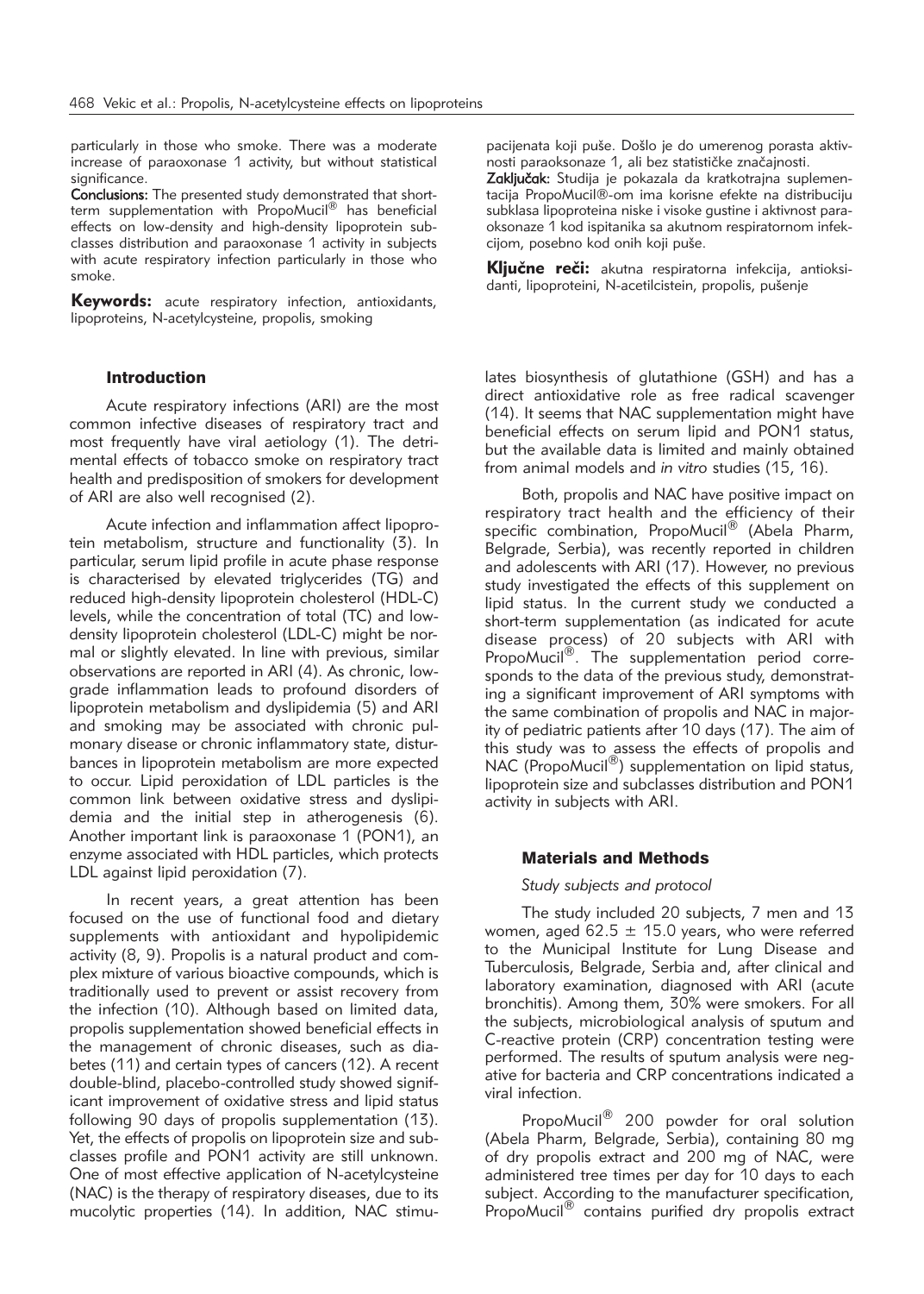particularly in those who smoke. There was a moderate increase of paraoxonase 1 activity, but without statistical significance.

**Conclusions:** The presented study demonstrated that short-term supplementation with PropoMucil® has beneficial effects on low-density and high-density lipoprotein subclasses distribution and paraoxonase 1 activity in subjects with acute respiratory infection particularly in those who smoke.

**Keywords:** acute respiratory infection, antioxidants, lipoproteins, N-acetylcysteine, propolis, smoking

pacijenata koji puše. Došlo je do umerenog porasta aktivnosti paraoksonaze 1, ali bez statističke značajnosti.

**Zaključak:** Studija je pokazala da kratkotrajna suplementacija PropoMucil®-om ima korisne efekte na distribuciju subklasa lipoproteina niske i visoke gustine i aktivnost paraoksonaze 1 kod ispitanika sa akutnom respiratornom infekcijom, posebno kod onih koji puše.

**Ključne reči:** akutna respiratorna infekcija, antioksidanti, lipoproteini, N-acetilcistein, propolis, pušenje

## Introduction

Acute respiratory infections (ARI) are the most common infective diseases of respiratory tract and most frequently have viral aetiology (1). The detrimental effects of tobacco smoke on respiratory tract health and predisposition of smokers for development of ARI are also well recognised (2).

Acute infection and inflammation affect lipoprotein metabolism, structure and functionality (3). In particular, serum lipid profile in acute phase response is characterised by elevated triglycerides (TG) and reduced high-density lipoprotein cholesterol (HDL-C) levels, while the concentration of total (TC) and low-density lipoprotein cholesterol (LDL-C) might be normal or slightly elevated. In line with previous, similar observations are reported in ARI (4). As chronic, low-grade inflammation leads to profound disorders of lipoprotein metabolism and dyslipidemia (5) and ARI and smoking may be associated with chronic pulmonary disease or chronic inflammatory state, disturbances in lipoprotein metabolism are more expected to occur. Lipid peroxidation of LDL particles is the common link between oxidative stress and dyslipidemia and the initial step in atherogenesis (6). Another important link is paraoxonase 1 (PON1), an enzyme associated with HDL particles, which protects LDL against lipid peroxidation (7).

In recent years, a great attention has been focused on the use of functional food and dietary supplements with antioxidant and hypolipidemic activity (8, 9). Propolis is a natural product and complex mixture of various bioactive compounds, which is traditionally used to prevent or assist recovery from the infection (10). Although based on limited data, propolis supplementation showed beneficial effects in the management of chronic diseases, such as diabetes (11) and certain types of cancers (12). A recent double-blind, placebo-controlled study showed significant improvement of oxidative stress and lipid status following 90 days of propolis supplementation (13). Yet, the effects of propolis on lipoprotein size and subclasses profile and PON1 activity are still unknown. One of most effective application of N-acetylcysteine (NAC) is the therapy of respiratory diseases, due to its mucolytic properties (14). In addition, NAC stimulates biosynthesis of glutathione (GSH) and has a direct antioxidative role as free radical scavenger (14). It seems that NAC supplementation might have beneficial effects on serum lipid and PON1 status, but the available data is limited and mainly obtained from animal models and *in vitro* studies (15, 16).

Both, propolis and NAC have positive impact on respiratory tract health and the efficiency of their specific combination, PropoMucil® (Abela Pharm, Belgrade, Serbia), was recently reported in children and adolescents with ARI (17). However, no previous study investigated the effects of this supplement on lipid status. In the current study we conducted a short-term supplementation (as indicated for acute disease process) of 20 subjects with ARI with PropoMucil®. The supplementation period corresponds to the data of the previous study, demonstrating a significant improvement of ARI symptoms with the same combination of propolis and NAC in majority of pediatric patients after 10 days (17). The aim of this study was to assess the effects of propolis and NAC (PropoMucil®) supplementation on lipid status, lipoprotein size and subclasses distribution and PON1 activity in subjects with ARI.

## Materials and Methods

### *Study subjects and protocol*

The study included 20 subjects, 7 men and 13 women, aged 62.5 ± 15.0 years, who were referred to the Municipal Institute for Lung Disease and Tuberculosis, Belgrade, Serbia and, after clinical and laboratory examination, diagnosed with ARI (acute bronchitis). Among them, 30% were smokers. For all the subjects, microbiological analysis of sputum and C-reactive protein (CRP) concentration testing were performed. The results of sputum analysis were negative for bacteria and CRP concentrations indicated a viral infection.

PropoMucil® 200 powder for oral solution (Abela Pharm, Belgrade, Serbia), containing 80 mg of dry propolis extract and 200 mg of NAC, were administered tree times per day for 10 days to each subject. According to the manufacturer specification, PropoMucil® contains purified dry propolis extract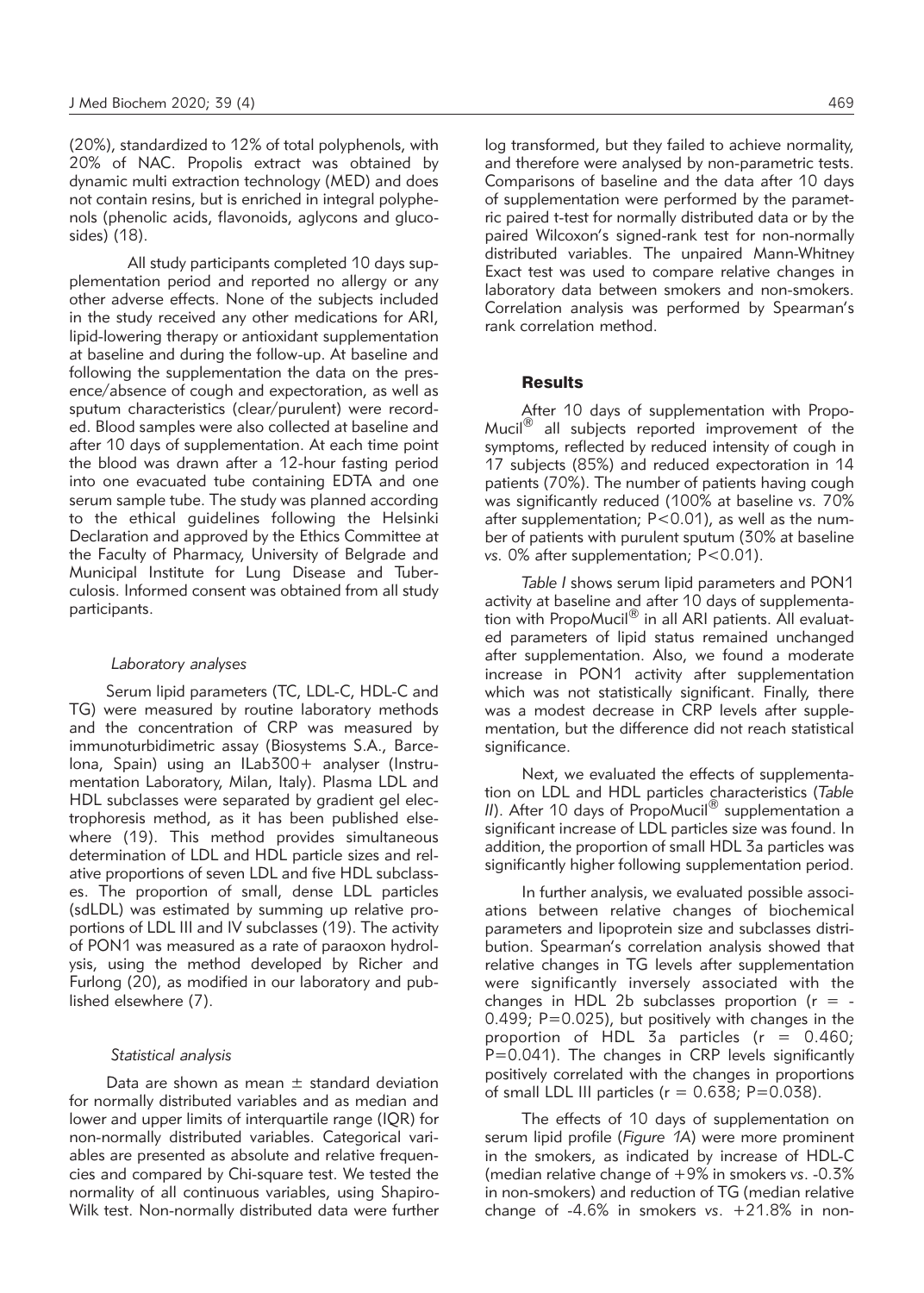(20%), standardized to 12% of total polyphenols, with 20% of NAC. Propolis extract was obtained by dynamic multi extraction technology (MED) and does not contain resins, but is enriched in integral polyphenols (phenolic acids, flavonoids, aglycons and glucosides) (18).

All study participants completed 10 days supplementation period and reported no allergy or any other adverse effects. None of the subjects included in the study received any other medications for ARI, lipid-lowering therapy or antioxidant supplementation at baseline and during the follow-up. At baseline and following the supplementation the data on the presence/absence of cough and expectoration, as well as sputum characteristics (clear/purulent) were recorded. Blood samples were also collected at baseline and after 10 days of supplementation. At each time point the blood was drawn after a 12-hour fasting period into one evacuated tube containing EDTA and one serum sample tube. The study was planned according to the ethical guidelines following the Helsinki Declaration and approved by the Ethics Committee at the Faculty of Pharmacy, University of Belgrade and Municipal Institute for Lung Disease and Tuberculosis. Informed consent was obtained from all study participants.

### *Laboratory analyses*

Serum lipid parameters (TC, LDL-C, HDL-C and TG) were measured by routine laboratory methods and the concentration of CRP was measured by immunoturbidimetric assay (Biosystems S.A., Barcelona, Spain) using an ILab300+ analyser (Instrumentation Laboratory, Milan, Italy). Plasma LDL and HDL subclasses were separated by gradient gel electrophoresis method, as it has been published elsewhere (19). This method provides simultaneous determination of LDL and HDL particle sizes and relative proportions of seven LDL and five HDL subclasses. The proportion of small, dense LDL particles (sdLDL) was estimated by summing up relative proportions of LDL III and IV subclasses (19). The activity of PON1 was measured as a rate of paraoxon hydrolysis, using the method developed by Richer and Furlong (20), as modified in our laboratory and published elsewhere (7).

### *Statistical analysis*

Data are shown as mean ± standard deviation for normally distributed variables and as median and lower and upper limits of interquartile range (IQR) for non-normally distributed variables. Categorical variables are presented as absolute and relative frequencies and compared by Chi-square test. We tested the normality of all continuous variables, using Shapiro-Wilk test. Non-normally distributed data were further log transformed, but they failed to achieve normality, and therefore were analysed by non-parametric tests. Comparisons of baseline and the data after 10 days of supplementation were performed by the parametric paired t-test for normally distributed data or by the paired Wilcoxon's signed-rank test for non-normally distributed variables. The unpaired Mann-Whitney Exact test was used to compare relative changes in laboratory data between smokers and non-smokers. Correlation analysis was performed by Spearman's rank correlation method.

## Results

After 10 days of supplementation with PropoMucil® all subjects reported improvement of the symptoms, reflected by reduced intensity of cough in 17 subjects (85%) and reduced expectoration in 14 patients (70%). The number of patients having cough was significantly reduced (100% at baseline *vs.* 70% after supplementation; $P<0.01$), as well as the number of patients with purulent sputum (30% at baseline *vs.* 0% after supplementation; $P<0.01$).

*Table I* shows serum lipid parameters and PON1 activity at baseline and after 10 days of supplementation with PropoMucil® in all ARI patients. All evaluated parameters of lipid status remained unchanged after supplementation. Also, we found a moderate increase in PON1 activity after supplementation which was not statistically significant. Finally, there was a modest decrease in CRP levels after supplementation, but the difference did not reach statistical significance.

Next, we evaluated the effects of supplementation on LDL and HDL particles characteristics (*Table II*). After 10 days of PropoMucil® supplementation a significant increase of LDL particles size was found. In addition, the proportion of small HDL 3a particles was significantly higher following supplementation period.

In further analysis, we evaluated possible associations between relative changes of biochemical parameters and lipoprotein size and subclasses distribution. Spearman's correlation analysis showed that relative changes in TG levels after supplementation were significantly inversely associated with the changes in HDL 2b subclasses proportion ($r = -0.499$; $P=0.025$), but positively with changes in the proportion of HDL 3a particles ($r = 0.460$; $P=0.041$). The changes in CRP levels significantly positively correlated with the changes in proportions of small LDL III particles ($r = 0.638$; $P=0.038$).

The effects of 10 days of supplementation on serum lipid profile (*Figure 1A*) were more prominent in the smokers, as indicated by increase of HDL-C (median relative change of +9% in smokers *vs.* -0.3% in non-smokers) and reduction of TG (median relative change of -4.6% in smokers *vs.* +21.8% in non-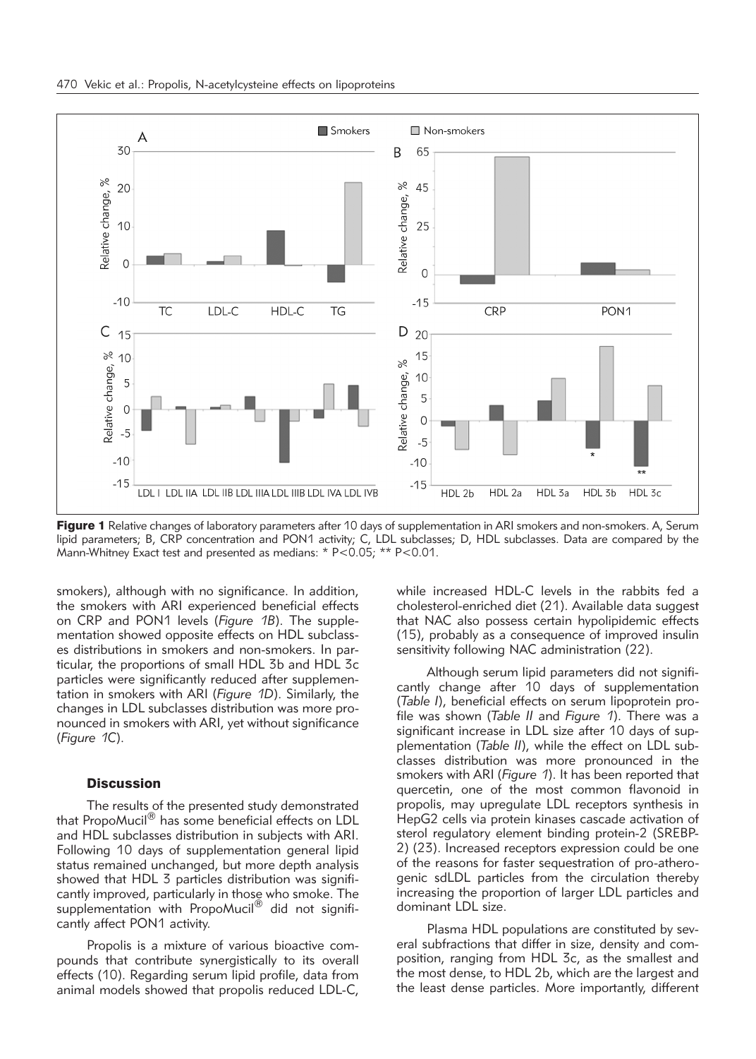Figure 1 Relative changes of laboratory parameters after 10 days of supplementation in ARI smokers and non-smokers. A, Serum lipid parameters; B, CRP concentration and PON1 activity; C, LDL subclasses; D, HDL subclasses. Data are compared by the Mann-Whitney Exact test and presented as medians: * P<0.05; ** P<0.01.

smokers), although with no significance. In addition, the smokers with ARI experienced beneficial effects on CRP and PON1 levels (*Figure 1B*). The supplementation showed opposite effects on HDL subclasses distributions in smokers and non-smokers. In particular, the proportions of small HDL 3b and HDL 3c particles were significantly reduced after supplementation in smokers with ARI (*Figure 1D*). Similarly, the changes in LDL subclasses distribution was more pronounced in smokers with ARI, yet without significance (*Figure 1C*).

## Discussion

The results of the presented study demonstrated that PropoMucil® has some beneficial effects on LDL and HDL subclasses distribution in subjects with ARI. Following 10 days of supplementation general lipid status remained unchanged, but more depth analysis showed that HDL 3 particles distribution was significantly improved, particularly in those who smoke. The supplementation with PropoMucil® did not significantly affect PON1 activity.

Propolis is a mixture of various bioactive compounds that contribute synergistically to its overall effects (10). Regarding serum lipid profile, data from animal models showed that propolis reduced LDL-C, while increased HDL-C levels in the rabbits fed a cholesterol-enriched diet (21). Available data suggest that NAC also possess certain hypolipidemic effects (15), probably as a consequence of improved insulin sensitivity following NAC administration (22).

Although serum lipid parameters did not significantly change after 10 days of supplementation (*Table I*), beneficial effects on serum lipoprotein profile was shown (*Table II* and *Figure 1*). There was a significant increase in LDL size after 10 days of supplementation (*Table II*), while the effect on LDL subclasses distribution was more pronounced in the smokers with ARI (*Figure 1*). It has been reported that quercetin, one of the most common flavonoid in propolis, may upregulate LDL receptors synthesis in HepG2 cells via protein kinases cascade activation of sterol regulatory element binding protein-2 (SREBP-2) (23). Increased receptors expression could be one of the reasons for faster sequestration of pro-atherogenic sdLDL particles from the circulation thereby increasing the proportion of larger LDL particles and dominant LDL size.

Plasma HDL populations are constituted by several subfractions that differ in size, density and composition, ranging from HDL 3c, as the smallest and the most dense, to HDL 2b, which are the largest and the least dense particles. More importantly, different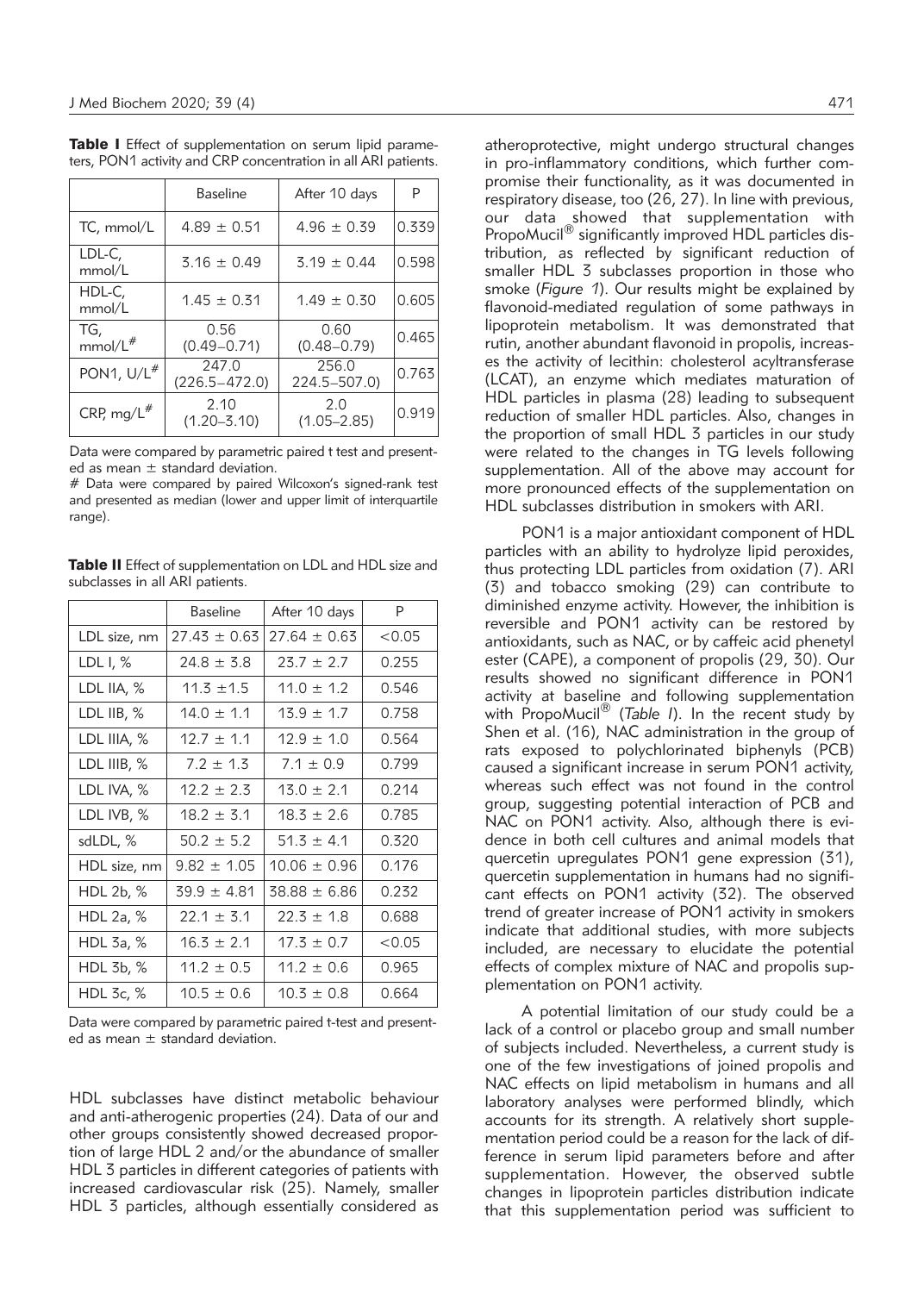**Table I** Effect of supplementation on serum lipid parameters, PON1 activity and CRP concentration in all ARI patients.

| | Baseline | After 10 days | P |
|---|---|---|---|
| TC, mmol/L | 4.89 ± 0.51 | 4.96 ± 0.39 | 0.339 |
| LDL-C, mmol/L | 3.16 ± 0.49 | 3.19 ± 0.44 | 0.598 |
| HDL-C, mmol/L | 1.45 ± 0.31 | 1.49 ± 0.30 | 0.605 |
| TG, mmol/L# | 0.56 (0.49–0.71) | 0.60 (0.48–0.79) | 0.465 |
| PON1, U/L# | 247.0 (226.5–472.0) | 256.0 224.5–507.0) | 0.763 |
| CRP, mg/L# | 2.10 (1.20–3.10) | 2.0 (1.05–2.85) | 0.919 |

Data were compared by parametric paired t test and presented as mean ± standard deviation.

\# Data were compared by paired Wilcoxon's signed-rank test and presented as median (lower and upper limit of interquartile range).

**Table II** Effect of supplementation on LDL and HDL size and subclasses in all ARI patients.

| | Baseline | After 10 days | P |
|---|---|---|---|
| LDL size, nm | 27.43 ± 0.63 | 27.64 ± 0.63 | <0.05 |
| LDL I, % | 24.8 ± 3.8 | 23.7 ± 2.7 | 0.255 |
| LDL IIA, % | 11.3 ±1.5 | 11.0 ± 1.2 | 0.546 |
| LDL IIB, % | 14.0 ± 1.1 | 13.9 ± 1.7 | 0.758 |
| LDL IIIA, % | 12.7 ± 1.1 | 12.9 ± 1.0 | 0.564 |
| LDL IIIB, % | 7.2 ± 1.3 | 7.1 ± 0.9 | 0.799 |
| LDL IVA, % | 12.2 ± 2.3 | 13.0 ± 2.1 | 0.214 |
| LDL IVB, % | 18.2 ± 3.1 | 18.3 ± 2.6 | 0.785 |
| sdLDL, % | 50.2 ± 5.2 | 51.3 ± 4.1 | 0.320 |
| HDL size, nm | 9.82 ± 1.05 | 10.06 ± 0.96 | 0.176 |
| HDL 2b, % | 39.9 ± 4.81 | 38.88 ± 6.86 | 0.232 |
| HDL 2a, % | 22.1 ± 3.1 | 22.3 ± 1.8 | 0.688 |
| HDL 3a, % | 16.3 ± 2.1 | 17.3 ± 0.7 | <0.05 |
| HDL 3b, % | 11.2 ± 0.5 | 11.2 ± 0.6 | 0.965 |
| HDL 3c, % | 10.5 ± 0.6 | 10.3 ± 0.8 | 0.664 |

Data were compared by parametric paired t-test and presented as mean ± standard deviation.

HDL subclasses have distinct metabolic behaviour and anti-atherogenic properties (24). Data of our and other groups consistently showed decreased proportion of large HDL 2 and/or the abundance of smaller HDL 3 particles in different categories of patients with increased cardiovascular risk (25). Namely, smaller HDL 3 particles, although essentially considered as atheroprotective, might undergo structural changes in pro-inflammatory conditions, which further compromise their functionality, as it was documented in respiratory disease, too (26, 27). In line with previous, our data showed that supplementation with PropoMucil® significantly improved HDL particles distribution, as reflected by significant reduction of smaller HDL 3 subclasses proportion in those who smoke (*Figure 1*). Our results might be explained by flavonoid-mediated regulation of some pathways in lipoprotein metabolism. It was demonstrated that rutin, another abundant flavonoid in propolis, increases the activity of lecithin: cholesterol acyltransferase (LCAT), an enzyme which mediates maturation of HDL particles in plasma (28) leading to subsequent reduction of smaller HDL particles. Also, changes in the proportion of small HDL 3 particles in our study were related to the changes in TG levels following supplementation. All of the above may account for more pronounced effects of the supplementation on HDL subclasses distribution in smokers with ARI.

PON1 is a major antioxidant component of HDL particles with an ability to hydrolyze lipid peroxides, thus protecting LDL particles from oxidation (7). ARI (3) and tobacco smoking (29) can contribute to diminished enzyme activity. However, the inhibition is reversible and PON1 activity can be restored by antioxidants, such as NAC, or by caffeic acid phenetyl ester (CAPE), a component of propolis (29, 30). Our results showed no significant difference in PON1 activity at baseline and following supplementation with PropoMucil® (*Table I*). In the recent study by Shen et al. (16), NAC administration in the group of rats exposed to polychlorinated biphenyls (PCB) caused a significant increase in serum PON1 activity, whereas such effect was not found in the control group, suggesting potential interaction of PCB and NAC on PON1 activity. Also, although there is evidence in both cell cultures and animal models that quercetin upregulates PON1 gene expression (31), quercetin supplementation in humans had no significant effects on PON1 activity (32). The observed trend of greater increase of PON1 activity in smokers indicate that additional studies, with more subjects included, are necessary to elucidate the potential effects of complex mixture of NAC and propolis supplementation on PON1 activity.

A potential limitation of our study could be a lack of a control or placebo group and small number of subjects included. Nevertheless, a current study is one of the few investigations of joined propolis and NAC effects on lipid metabolism in humans and all laboratory analyses were performed blindly, which accounts for its strength. A relatively short supplementation period could be a reason for the lack of difference in serum lipid parameters before and after supplementation. However, the observed subtle changes in lipoprotein particles distribution indicate that this supplementation period was sufficient to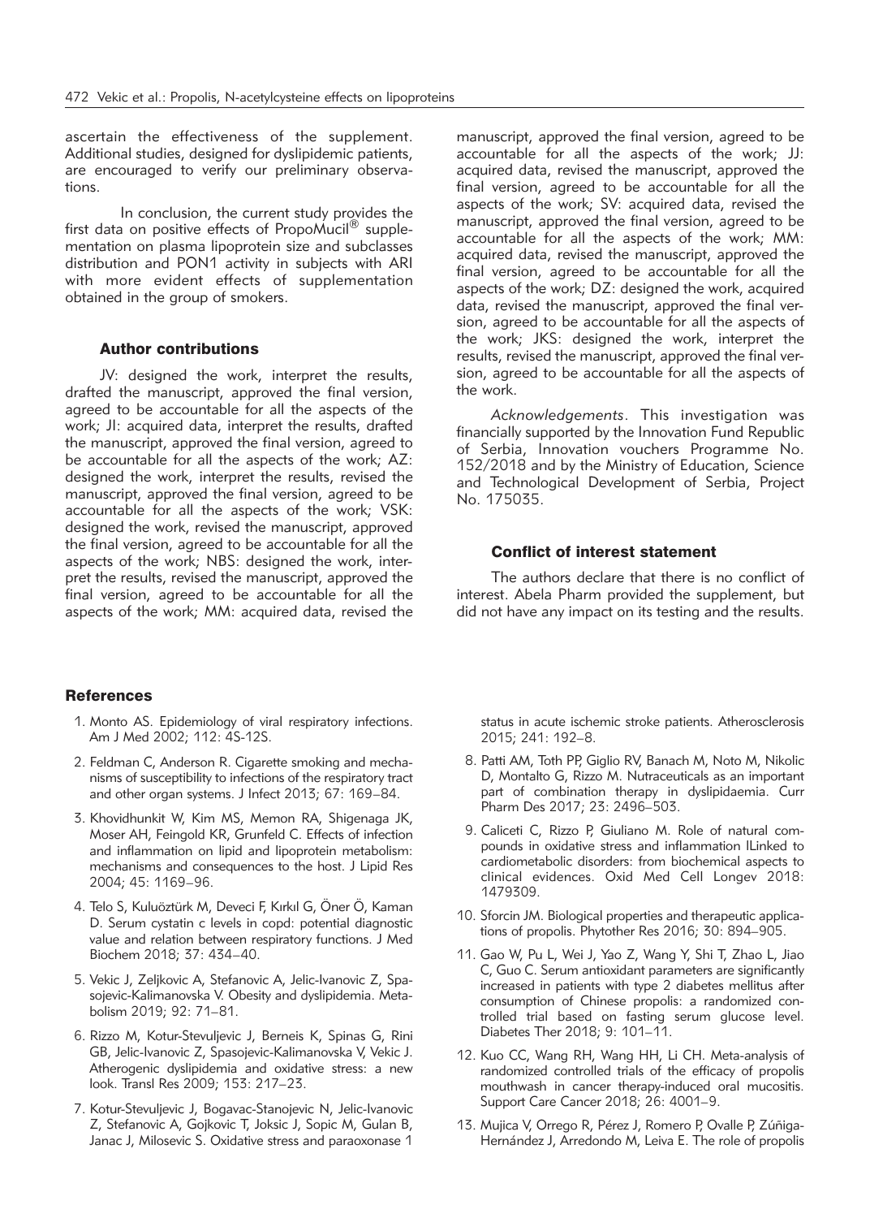ascertain the effectiveness of the supplement. Additional studies, designed for dyslipidemic patients, are encouraged to verify our preliminary observations.

In conclusion, the current study provides the first data on positive effects of PropoMucil® supplementation on plasma lipoprotein size and subclasses distribution and PON1 activity in subjects with ARI with more evident effects of supplementation obtained in the group of smokers.

### Author contributions

JV: designed the work, interpret the results, drafted the manuscript, approved the final version, agreed to be accountable for all the aspects of the work; JI: acquired data, interpret the results, drafted the manuscript, approved the final version, agreed to be accountable for all the aspects of the work; AZ: designed the work, interpret the results, revised the manuscript, approved the final version, agreed to be accountable for all the aspects of the work; VSK: designed the work, revised the manuscript, approved the final version, agreed to be accountable for all the aspects of the work; NBS: designed the work, interpret the results, revised the manuscript, approved the final version, agreed to be accountable for all the aspects of the work; MM: acquired data, revised the manuscript, approved the final version, agreed to be accountable for all the aspects of the work; JJ: acquired data, revised the manuscript, approved the final version, agreed to be accountable for all the aspects of the work; SV: acquired data, revised the manuscript, approved the final version, agreed to be accountable for all the aspects of the work; MM: acquired data, revised the manuscript, approved the final version, agreed to be accountable for all the aspects of the work; DZ: designed the work, acquired data, revised the manuscript, approved the final version, agreed to be accountable for all the aspects of the work; JKS: designed the work, interpret the results, revised the manuscript, approved the final version, agreed to be accountable for all the aspects of the work.

*Acknowledgements*. This investigation was financially supported by the Innovation Fund Republic of Serbia, Innovation vouchers Programme No. 152/2018 and by the Ministry of Education, Science and Technological Development of Serbia, Project No. 175035.

### Conflict of interest statement

The authors declare that there is no conflict of interest. Abela Pharm provided the supplement, but did not have any impact on its testing and the results.

### References

1. Monto AS. Epidemiology of viral respiratory infections. Am J Med 2002; 112: 4S-12S.
2. Feldman C, Anderson R. Cigarette smoking and mechanisms of susceptibility to infections of the respiratory tract and other organ systems. J Infect 2013; 67: 169–84.
3. Khovidhunkit W, Kim MS, Memon RA, Shigenaga JK, Moser AH, Feingold KR, Grunfeld C. Effects of infection and inflammation on lipid and lipoprotein metabolism: mechanisms and consequences to the host. J Lipid Res 2004; 45: 1169–96.
4. Telo S, Kuluöztürk M, Deveci F, Kırkıl G, Öner Ö, Kaman D. Serum cystatin c levels in copd: potential diagnostic value and relation between respiratory functions. J Med Biochem 2018; 37: 434–40.
5. Vekic J, Zeljkovic A, Stefanovic A, Jelic-Ivanovic Z, Spasojevic-Kalimanovska V. Obesity and dyslipidemia. Metabolism 2019; 92: 71–81.
6. Rizzo M, Kotur-Stevuljevic J, Berneis K, Spinas G, Rini GB, Jelic-Ivanovic Z, Spasojevic-Kalimanovska V, Vekic J. Atherogenic dyslipidemia and oxidative stress: a new look. Transl Res 2009; 153: 217–23.
7. Kotur-Stevuljevic J, Bogavac-Stanojevic N, Jelic-Ivanovic Z, Stefanovic A, Gojkovic T, Joksic J, Sopic M, Gulan B, Janac J, Milosevic S. Oxidative stress and paraoxonase 1 status in acute ischemic stroke patients. Atherosclerosis 2015; 241: 192–8.
8. Patti AM, Toth PP, Giglio RV, Banach M, Noto M, Nikolic D, Montalto G, Rizzo M. Nutraceuticals as an important part of combination therapy in dyslipidaemia. Curr Pharm Des 2017; 23: 2496–503.
9. Caliceti C, Rizzo P, Giuliano M. Role of natural compounds in oxidative stress and inflammation lLinked to cardiometabolic disorders: from biochemical aspects to clinical evidences. Oxid Med Cell Longev 2018: 1479309.
10. Sforcin JM. Biological properties and therapeutic applications of propolis. Phytother Res 2016; 30: 894–905.
11. Gao W, Pu L, Wei J, Yao Z, Wang Y, Shi T, Zhao L, Jiao C, Guo C. Serum antioxidant parameters are significantly increased in patients with type 2 diabetes mellitus after consumption of Chinese propolis: a randomized controlled trial based on fasting serum glucose level. Diabetes Ther 2018; 9: 101–11.
12. Kuo CC, Wang RH, Wang HH, Li CH. Meta-analysis of randomized controlled trials of the efficacy of propolis mouthwash in cancer therapy-induced oral mucositis. Support Care Cancer 2018; 26: 4001–9.
13. Mujica V, Orrego R, Pérez J, Romero P, Ovalle P, Zúñiga-Hernández J, Arredondo M, Leiva E. The role of propolis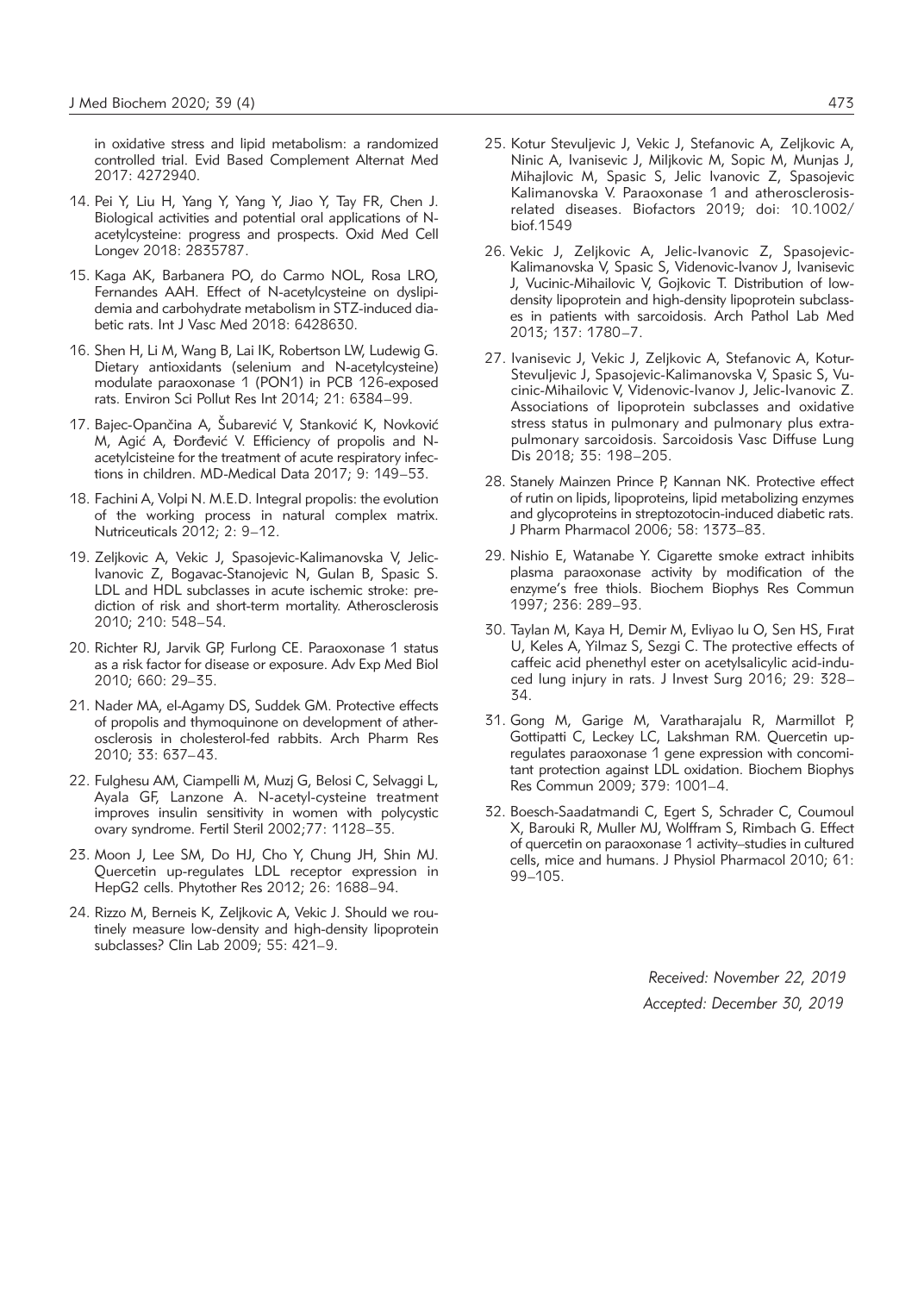in oxidative stress and lipid metabolism: a randomized controlled trial. Evid Based Complement Alternat Med 2017: 4272940.

14. Pei Y, Liu H, Yang Y, Yang Y, Jiao Y, Tay FR, Chen J. Biological activities and potential oral applications of N-acetylcysteine: progress and prospects. Oxid Med Cell Longev 2018: 2835787.

15. Kaga AK, Barbanera PO, do Carmo NOL, Rosa LRO, Fernandes AAH. Effect of N-acetylcysteine on dyslipidemia and carbohydrate metabolism in STZ-induced diabetic rats. Int J Vasc Med 2018: 6428630.

16. Shen H, Li M, Wang B, Lai IK, Robertson LW, Ludewig G. Dietary antioxidants (selenium and N-acetylcysteine) modulate paraoxonase 1 (PON1) in PCB 126-exposed rats. Environ Sci Pollut Res Int 2014; 21: 6384–99.

17. Bajec-Opančina A, Šubarević V, Stanković K, Novković M, Agić A, Đorđević V. Efficiency of propolis and N-acetylcisteine for the treatment of acute respiratory infections in children. MD-Medical Data 2017; 9: 149–53.

18. Fachini A, Volpi N. M.E.D. Integral propolis: the evolution of the working process in natural complex matrix. Nutriceuticals 2012; 2: 9–12.

19. Zeljkovic A, Vekic J, Spasojevic-Kalimanovska V, Jelic-Ivanovic Z, Bogavac-Stanojevic N, Gulan B, Spasic S. LDL and HDL subclasses in acute ischemic stroke: prediction of risk and short-term mortality. Atherosclerosis 2010; 210: 548–54.

20. Richter RJ, Jarvik GP, Furlong CE. Paraoxonase 1 status as a risk factor for disease or exposure. Adv Exp Med Biol 2010; 660: 29–35.

21. Nader MA, el-Agamy DS, Suddek GM. Protective effects of propolis and thymoquinone on development of atherosclerosis in cholesterol-fed rabbits. Arch Pharm Res 2010; 33: 637–43.

22. Fulghesu AM, Ciampelli M, Muzj G, Belosi C, Selvaggi L, Ayala GF, Lanzone A. N-acetyl-cysteine treatment improves insulin sensitivity in women with polycystic ovary syndrome. Fertil Steril 2002;77: 1128–35.

23. Moon J, Lee SM, Do HJ, Cho Y, Chung JH, Shin MJ. Quercetin up-regulates LDL receptor expression in HepG2 cells. Phytother Res 2012; 26: 1688–94.

24. Rizzo M, Berneis K, Zeljkovic A, Vekic J. Should we routinely measure low-density and high-density lipoprotein subclasses? Clin Lab 2009; 55: 421–9.

25. Kotur Stevuljevic J, Vekic J, Stefanovic A, Zeljkovic A, Ninic A, Ivanisevic J, Miljkovic M, Sopic M, Munjas J, Mihajlovic M, Spasic S, Jelic Ivanovic Z, Spasojevic Kalimanovska V. Paraoxonase 1 and atherosclerosis-related diseases. Biofactors 2019; doi: 10.1002/biof.1549

26. Vekic J, Zeljkovic A, Jelic-Ivanovic Z, Spasojevic-Kalimanovska V, Spasic S, Videnovic-Ivanov J, Ivanisevic J, Vucinic-Mihailovic V, Gojkovic T. Distribution of low-density lipoprotein and high-density lipoprotein subclasses in patients with sarcoidosis. Arch Pathol Lab Med 2013; 137: 1780–7.

27. Ivanisevic J, Vekic J, Zeljkovic A, Stefanovic A, Kotur-Stevuljevic J, Spasojevic-Kalimanovska V, Spasic S, Vucinic-Mihailovic V, Videnovic-Ivanov J, Jelic-Ivanovic Z. Associations of lipoprotein subclasses and oxidative stress status in pulmonary and pulmonary plus extrapulmonary sarcoidosis. Sarcoidosis Vasc Diffuse Lung Dis 2018; 35: 198–205.

28. Stanely Mainzen Prince P, Kannan NK. Protective effect of rutin on lipids, lipoproteins, lipid metabolizing enzymes and glycoproteins in streptozotocin-induced diabetic rats. J Pharm Pharmacol 2006; 58: 1373–83.

29. Nishio E, Watanabe Y. Cigarette smoke extract inhibits plasma paraoxonase activity by modification of the enzyme's free thiols. Biochem Biophys Res Commun 1997; 236: 289–93.

30. Taylan M, Kaya H, Demir M, Evliyao lu O, Sen HS, Fırat U, Keles A, Yilmaz S, Sezgi C. The protective effects of caffeic acid phenethyl ester on acetylsalicylic acid-induced lung injury in rats. J Invest Surg 2016; 29: 328–34.

31. Gong M, Garige M, Varatharajalu R, Marmillot P, Gottipatti C, Leckey LC, Lakshman RM. Quercetin up-regulates paraoxonase 1 gene expression with concomitant protection against LDL oxidation. Biochem Biophys Res Commun 2009; 379: 1001–4.

32. Boesch-Saadatmandi C, Egert S, Schrader C, Coumoul X, Barouki R, Muller MJ, Wolffram S, Rimbach G. Effect of quercetin on paraoxonase 1 activity–studies in cultured cells, mice and humans. J Physiol Pharmacol 2010; 61: 99–105.

*Received: November 22, 2019*
*Accepted: December 30, 2019*